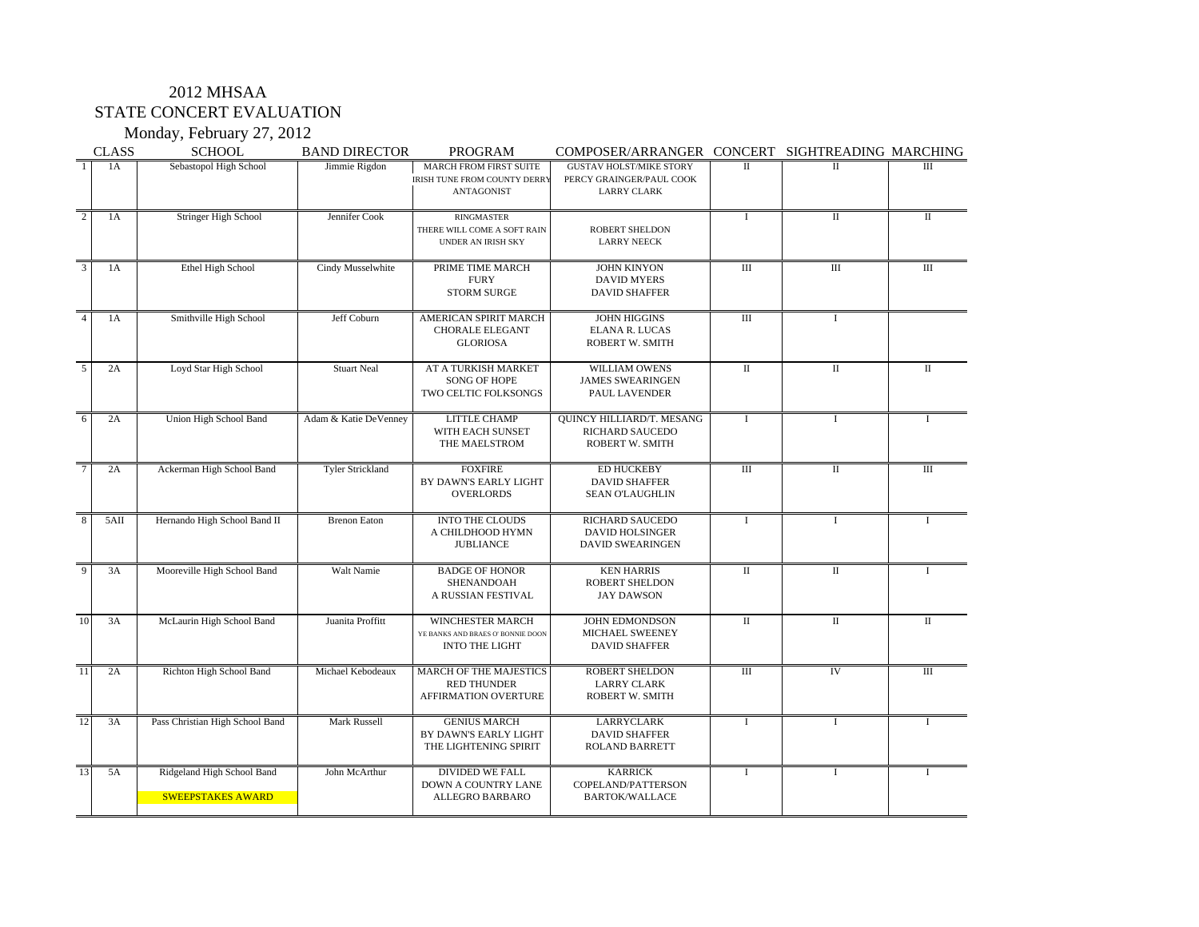# 2012 MHSAA
## STATE CONCERT EVALUATION
### Monday, February 27, 2012

| | CLASS | SCHOOL | BAND DIRECTOR | PROGRAM | COMPOSER/ARRANGER | CONCERT | SIGHTREADING | MARCHING |
|---|---|---|---|---|---|---|---|---|
| 1 | 1A | Sebastopol High School | Jimmie Rigdon | MARCH FROM FIRST SUITE<br>IRISH TUNE FROM COUNTY DERRY<br>ANTAGONIST | GUSTAV HOLST/MIKE STORY<br>PERCY GRAINGER/PAUL COOK<br>LARRY CLARK | II | II | III |
| 2 | 1A | Stringer High School | Jennifer Cook | RINGMASTER<br>THERE WILL COME A SOFT RAIN<br>UNDER AN IRISH SKY | <br>ROBERT SHELDON<br>LARRY NEECK | I | II | II |
| 3 | 1A | Ethel High School | Cindy Musselwhite | PRIME TIME MARCH<br>FURY<br>STORM SURGE | JOHN KINYON<br>DAVID MYERS<br>DAVID SHAFFER | III | III | III |
| 4 | 1A | Smithville High School | Jeff Coburn | AMERICAN SPIRIT MARCH<br>CHORALE ELEGANT<br>GLORIOSA | JOHN HIGGINS<br>ELANA R. LUCAS<br>ROBERT W. SMITH | III | I | |
| 5 | 2A | Loyd Star High School | Stuart Neal | AT A TURKISH MARKET<br>SONG OF HOPE<br>TWO CELTIC FOLKSONGS | WILLIAM OWENS<br>JAMES SWEARINGEN<br>PAUL LAVENDER | II | II | II |
| 6 | 2A | Union High School Band | Adam & Katie DeVenney | LITTLE CHAMP<br>WITH EACH SUNSET<br>THE MAELSTROM | QUINCY HILLIARD/T. MESANG<br>RICHARD SAUCEDO<br>ROBERT W. SMITH | I | I | I |
| 7 | 2A | Ackerman High School Band | Tyler Strickland | FOXFIRE<br>BY DAWN'S EARLY LIGHT<br>OVERLORDS | ED HUCKEBY<br>DAVID SHAFFER<br>SEAN O'LAUGHLIN | III | II | III |
| 8 | 5AII | Hernando High School Band II | Brenon Eaton | INTO THE CLOUDS<br>A CHILDHOOD HYMN<br>JUBLIANCE | RICHARD SAUCEDO<br>DAVID HOLSINGER<br>DAVID SWEARINGEN | I | I | I |
| 9 | 3A | Mooreville High School Band | Walt Namie | BADGE OF HONOR<br>SHENANDOAH<br>A RUSSIAN FESTIVAL | KEN HARRIS<br>ROBERT SHELDON<br>JAY DAWSON | II | II | I |
| 10 | 3A | McLaurin High School Band | Juanita Proffitt | WINCHESTER MARCH<br>YE BANKS AND BRAES O' BONNIE DOON<br>INTO THE LIGHT | JOHN EDMONDSON<br>MICHAEL SWEENEY<br>DAVID SHAFFER | II | II | II |
| 11 | 2A | Richton High School Band | Michael Kebodeaux | MARCH OF THE MAJESTICS<br>RED THUNDER<br>AFFIRMATION OVERTURE | ROBERT SHELDON<br>LARRY CLARK<br>ROBERT W. SMITH | III | IV | III |
| 12 | 3A | Pass Christian High School Band | Mark Russell | GENIUS MARCH<br>BY DAWN'S EARLY LIGHT<br>THE LIGHTENING SPIRIT | LARRYCLARK<br>DAVID SHAFFER<br>ROLAND BARRETT | I | I | I |
| 13 | 5A | Ridgeland High School Band<br><br>SWEEPSTAKES AWARD | John McArthur | DIVIDED WE FALL<br>DOWN A COUNTRY LANE<br>ALLEGRO BARBARO | KARRICK<br>COPELAND/PATTERSON<br>BARTOK/WALLACE | I | I | I |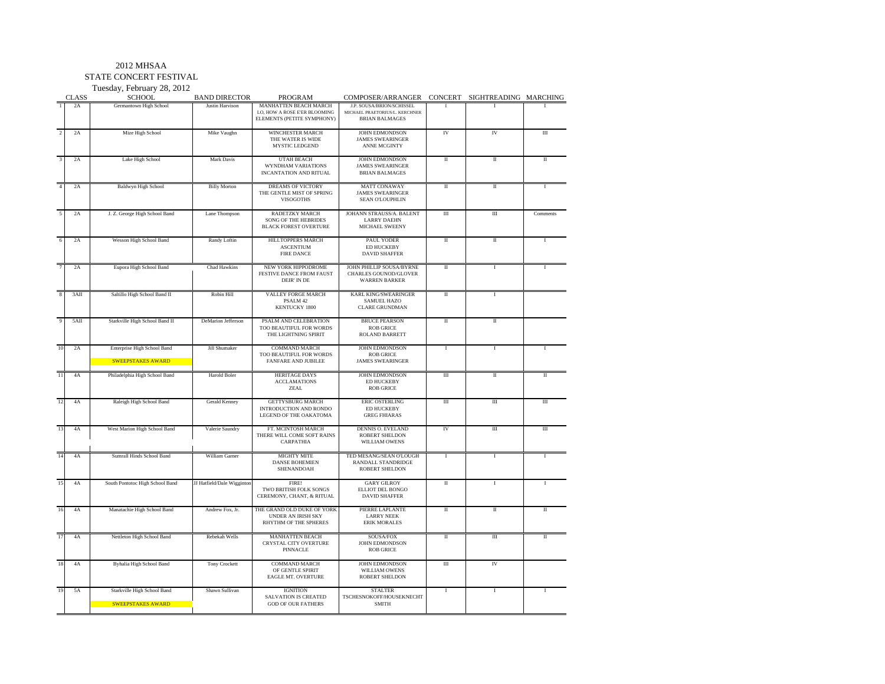2012 MHSAA

STATE CONCERT FESTIVAL

Tuesday, February 28, 2012

| | CLASS | SCHOOL | BAND DIRECTOR | PROGRAM | COMPOSER/ARRANGER | CONCERT | SIGHTREADING | MARCHING |
|---|---|---|---|---|---|---|---|---|
| 1 | 2A | Germantown High School | Justin Harvison | MANHATTEN BEACH MARCH<br>LO, HOW A ROSE E'ER BLOOMING<br>ELEMENTS (PETITE SYMPHONY) | J.P. SOUSA/BRION/SCHISSEL<br>MICHAEL PRAETORIUS/L. KERCHNER<br>BRIAN BALMAGES | I | I | I |
| 2 | 2A | Mize High School | Mike Vaughn | WINCHESTER MARCH<br>THE WATER IS WIDE<br>MYSTIC LEDGEND | JOHN EDMONDSON<br>JAMES SWEARINGER<br>ANNE MCGINTY | IV | IV | III |
| 3 | 2A | Lake High School | Mark Davis | UTAH BEACH<br>WYNDHAM VARIATIONS<br>INCANTATION AND RITUAL | JOHN EDMONDSON<br>JAMES SWEARINGER<br>BRIAN BALMAGES | II | II | II |
| 4 | 2A | Baldwyn High School | Billy Morton | DREAMS OF VICTORY<br>THE GENTLE MIST OF SPRING<br>VISOGOTHS | MATT CONAWAY<br>JAMES SWEARINGER<br>SEAN O'LOUPHLIN | II | II | I |
| 5 | 2A | J. Z. George High School Band | Lane Thompson | RADETZKY MARCH<br>SONG OF THE HEBRIDES<br>BLACK FOREST OVERTURE | JOHANN STRAUSS/A. BALENT<br>LARRY DAEHN<br>MICHAEL SWEENY | III | III | Comments |
| 6 | 2A | Wesson High School Band | Randy Loftin | HILLTOPPERS MARCH<br>ASCENTIUM<br>FIRE DANCE | PAUL YODER<br>ED HUCKEBY<br>DAVID SHAFFER | II | II | I |
| 7 | 2A | Eupora High School Band | Chad Hawkins | NEW YORK HIPPODROME<br>FESTIVE DANCE FROM FAUST<br>DEIR' IN DE | JOHN PHILLIP SOUSA/BYRNE<br>CHARLES GOUNOD/GLOVER<br>WARREN BARKER | II | I | I |
| 8 | 3AII | Saltillo High School Band II | Robin Hill | VALLEY FORGE MARCH<br>PSALM 42<br>KENTUCKY 1800 | KARL KING/SWEARINGER<br>SAMUEL HAZO<br>CLARE GRUNDMAN | II | I | |
| 9 | 5AII | Starkville High School Band II | DeMarion Jefferson | PSALM AND CELEBRATION<br>TOO BEAUTIFUL FOR WORDS<br>THE LIGHTNING SPIRIT | BRUCE PEARSON<br>ROB GRICE<br>ROLAND BARRETT | II | II | |
| 10 | 2A | Enterprise High School Band<br>SWEEPSTAKES AWARD | Jill Shumaker | COMMAND MARCH<br>TOO BEAUTIFUL FOR WORDS<br>FANFARE AND JUBILEE | JOHN EDMONDSON<br>ROB GRICE<br>JAMES SWEARINGER | I | I | I |
| 11 | 4A | Philadelphia High School Band | Harold Boler | HERITAGE DAYS<br>ACCLAMATIONS<br>ZEAL | JOHN EDMONDSON<br>ED HUCKEBY<br>ROB GRICE | III | II | II |
| 12 | 4A | Raleigh High School Band | Gerald Kenney | GETTYSBURG MARCH<br>INTRODUCTION AND RONDO<br>LEGEND OF THE OAKATOMA | ERIC OSTERLING<br>ED HUCKEBY<br>GREG FHIARAS | III | III | III |
| 13 | 4A | West Marion High School Band | Valerie Saundry | FT. MCINTOSH MARCH<br>THERE WILL COME SOFT RAINS<br>CARPATHIA | DENNIS O. EVELAND<br>ROBERT SHELDON<br>WILLIAM OWENS | IV | III | III |
| 14 | 4A | Sumrall Hinds School Band | William Garner | MIGHTY MITE<br>DANSE BOHEMIEN<br>SHENANDOAH | TED MESANG/SEAN O'LOUGH<br>RANDALL STANDRIDGE<br>ROBERT SHELDON | I | I | I |
| 15 | 4A | South Pontotoc High School Band | JJ Hatfield/Dale Wigginton | FIRE!<br>TWO BRITISH FOLK SONGS<br>CEREMONY, CHANT, & RITUAL | GARY GILROY<br>ELLIOT DEL BONGO<br>DAVID SHAFFER | II | I | I |
| 16 | 4A | Manatachie High School Band | Andrew Fox, Jr. | THE GRAND OLD DUKE OF YORK<br>UNDER AN IRISH SKY<br>RHYTHM OF THE SPHERES | PIERRE LAPLANTE<br>LARRY NEEK<br>ERIK MORALES | II | II | II |
| 17 | 4A | Nettleton High School Band | Rebekah Wells | MANHATTEN BEACH<br>CRYSTAL CITY OVERTURE<br>PINNACLE | SOUSA/FOX<br>JOHN EDMONDSON<br>ROB GRICE | II | III | II |
| 18 | 4A | Byhalia High School Band | Tony Crockett | COMMAND MARCH<br>OF GENTLE SPIRIT<br>EAGLE MT. OVERTURE | JOHN EDMONDSON<br>WILLIAM OWENS<br>ROBERT SHELDON | III | IV | |
| 19 | 5A | Starkville High School Band<br>SWEEPSTAKES AWARD | Shawn Sullivan | IGNITION<br>SALVATION IS CREATED<br>GOD OF OUR FATHERS | STALTER<br>TSCHESNOKOFF/HOUSEKNECHT<br>SMITH | I | I | I |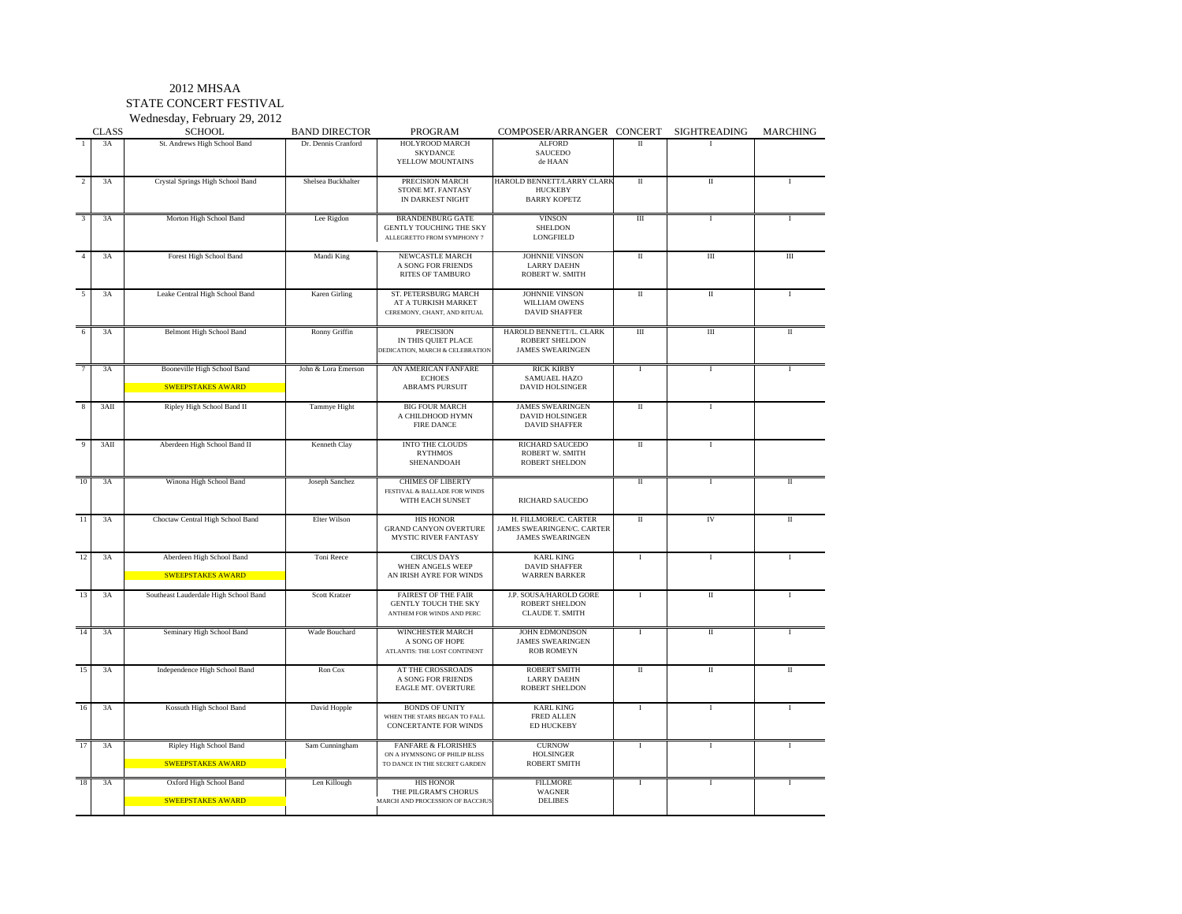# 2012 MHSAA
## STATE CONCERT FESTIVAL
### Wednesday, February 29, 2012

| | CLASS | SCHOOL | BAND DIRECTOR | PROGRAM | COMPOSER/ARRANGER | CONCERT | SIGHTREADING | MARCHING |
|---|---|---|---|---|---|---|---|---|
| 1 | 3A | St. Andrews High School Band | Dr. Dennis Cranford | HOLYROOD MARCH<br>SKYDANCE<br>YELLOW MOUNTAINS | ALFORD<br>SAUCEDO<br>de HAAN | II | I | |
| 2 | 3A | Crystal Springs High School Band | Shelsea Buckhalter | PRECISION MARCH<br>STONE MT. FANTASY<br>IN DARKEST NIGHT | HAROLD BENNETT/LARRY CLARK<br>HUCKEBY<br>BARRY KOPETZ | II | II | I |
| 3 | 3A | Morton High School Band | Lee Rigdon | BRANDENBURG GATE<br>GENTLY TOUCHING THE SKY<br>ALLEGRETTO FROM SYMPHONY 7 | VINSON<br>SHELDON<br>LONGFIELD | III | I | I |
| 4 | 3A | Forest High School Band | Mandi King | NEWCASTLE MARCH<br>A SONG FOR FRIENDS<br>RITES OF TAMBURO | JOHNNIE VINSON<br>LARRY DAEHN<br>ROBERT W. SMITH | II | III | III |
| 5 | 3A | Leake Central High School Band | Karen Girling | ST. PETERSBURG MARCH<br>AT A TURKISH MARKET<br>CEREMONY, CHANT, AND RITUAL | JOHNNIE VINSON<br>WILLIAM OWENS<br>DAVID SHAFFER | II | II | I |
| 6 | 3A | Belmont High School Band | Ronny Griffin | PRECISION<br>IN THIS QUIET PLACE<br>DEDICATION, MARCH & CELEBRATION | HAROLD BENNETT/L. CLARK<br>ROBERT SHELDON<br>JAMES SWEARINGEN | III | III | II |
| 7 | 3A | Booneville High School Band<br>SWEEPSTAKES AWARD | John & Lora Emerson | AN AMERICAN FANFARE<br>ECHOES<br>ABRAM'S PURSUIT | RICK KIRBY<br>SAMUAEL HAZO<br>DAVID HOLSINGER | I | I | I |
| 8 | 3AII | Ripley High School Band II | Tammye Hight | BIG FOUR MARCH<br>A CHILDHOOD HYMN<br>FIRE DANCE | JAMES SWEARINGEN<br>DAVID HOLSINGER<br>DAVID SHAFFER | II | I | |
| 9 | 3AII | Aberdeen High School Band II | Kenneth Clay | INTO THE CLOUDS<br>RYTHMOS<br>SHENANDOAH | RICHARD SAUCEDO<br>ROBERT W. SMITH<br>ROBERT SHELDON | II | I | |
| 10 | 3A | Winona High School Band | Joseph Sanchez | CHIMES OF LIBERTY<br>FESTIVAL & BALLADE FOR WINDS<br>WITH EACH SUNSET | <br><br>RICHARD SAUCEDO | II | I | II |
| 11 | 3A | Choctaw Central High School Band | Elter Wilson | HIS HONOR<br>GRAND CANYON OVERTURE<br>MYSTIC RIVER FANTASY | H. FILLMORE/C. CARTER<br>JAMES SWEARINGEN/C. CARTER<br>JAMES SWEARINGEN | II | IV | II |
| 12 | 3A | Aberdeen High School Band<br>SWEEPSTAKES AWARD | Toni Reece | CIRCUS DAYS<br>WHEN ANGELS WEEP<br>AN IRISH AYRE FOR WINDS | KARL KING<br>DAVID SHAFFER<br>WARREN BARKER | I | I | I |
| 13 | 3A | Southeast Lauderdale High School Band | Scott Kratzer | FAIREST OF THE FAIR<br>GENTLY TOUCH THE SKY<br>ANTHEM FOR WINDS AND PERC | J.P. SOUSA/HAROLD GORE<br>ROBERT SHELDON<br>CLAUDE T. SMITH | I | II | I |
| 14 | 3A | Seminary High School Band | Wade Bouchard | WINCHESTER MARCH<br>A SONG OF HOPE<br>ATLANTIS: THE LOST CONTINENT | JOHN EDMONDSON<br>JAMES SWEARINGEN<br>ROB ROMEYN | I | II | I |
| 15 | 3A | Independence High School Band | Ron Cox | AT THE CROSSROADS<br>A SONG FOR FRIENDS<br>EAGLE MT. OVERTURE | ROBERT SMITH<br>LARRY DAEHN<br>ROBERT SHELDON | II | II | II |
| 16 | 3A | Kossuth High School Band | David Hopple | BONDS OF UNITY<br>WHEN THE STARS BEGAN TO FALL<br>CONCERTANTE FOR WINDS | KARL KING<br>FRED ALLEN<br>ED HUCKEBY | I | I | I |
| 17 | 3A | Ripley High School Band<br>SWEEPSTAKES AWARD | Sam Cunningham | FANFARE & FLORISHES<br>ON A HYMNSONG OF PHILIP BLISS<br>TO DANCE IN THE SECRET GARDEN | CURNOW<br>HOLSINGER<br>ROBERT SMITH | I | I | I |
| 18 | 3A | Oxford High School Band<br>SWEEPSTAKES AWARD | Len Killough | HIS HONOR<br>THE PILGRAM'S CHORUS<br>MARCH AND PROCESSION OF BACCHUS | FILLMORE<br>WAGNER<br>DELIBES | I | I | I |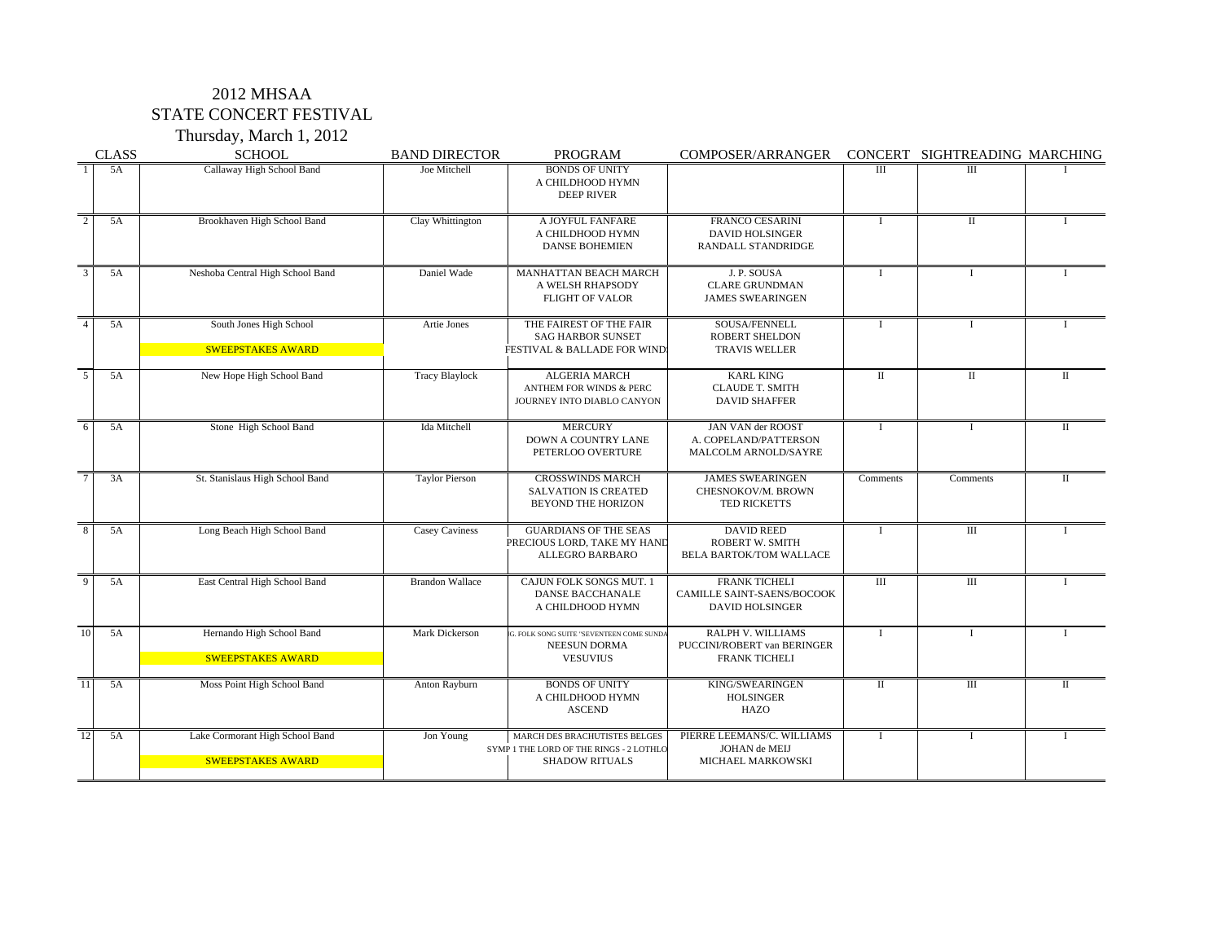# 2012 MHSAA
## STATE CONCERT FESTIVAL
### Thursday, March 1, 2012

| | CLASS | SCHOOL | BAND DIRECTOR | PROGRAM | COMPOSER/ARRANGER | CONCERT | SIGHTREADING | MARCHING |
|---|---|---|---|---|---|---|---|---|
| 1 | 5A | Callaway High School Band | Joe Mitchell | BONDS OF UNITY<br>A CHILDHOOD HYMN<br>DEEP RIVER | | III | III | I |
| 2 | 5A | Brookhaven High School Band | Clay Whittington | A JOYFUL FANFARE<br>A CHILDHOOD HYMN<br>DANSE BOHEMIEN | FRANCO CESARINI<br>DAVID HOLSINGER<br>RANDALL STANDRIDGE | I | II | I |
| 3 | 5A | Neshoba Central High School Band | Daniel Wade | MANHATTAN BEACH MARCH<br>A WELSH RHAPSODY<br>FLIGHT OF VALOR | J. P. SOUSA<br>CLARE GRUNDMAN<br>JAMES SWEARINGEN | I | I | I |
| 4 | 5A | South Jones High School<br>SWEEPSTAKES AWARD | Artie Jones | THE FAIREST OF THE FAIR<br>SAG HARBOR SUNSET<br>FESTIVAL & BALLADE FOR WIND | SOUSA/FENNELL<br>ROBERT SHELDON<br>TRAVIS WELLER | I | I | I |
| 5 | 5A | New Hope High School Band | Tracy Blaylock | ALGERIA MARCH<br>ANTHEM FOR WINDS & PERC<br>JOURNEY INTO DIABLO CANYON | KARL KING<br>CLAUDE T. SMITH<br>DAVID SHAFFER | II | II | II |
| 6 | 5A | Stone High School Band | Ida Mitchell | MERCURY<br>DOWN A COUNTRY LANE<br>PETERLOO OVERTURE | JAN VAN der ROOST<br>A. COPELAND/PATTERSON<br>MALCOLM ARNOLD/SAYRE | I | I | II |
| 7 | 3A | St. Stanislaus High School Band | Taylor Pierson | CROSSWINDS MARCH<br>SALVATION IS CREATED<br>BEYOND THE HORIZON | JAMES SWEARINGEN<br>CHESNOKOV/M. BROWN<br>TED RICKETTS | Comments | Comments | II |
| 8 | 5A | Long Beach High School Band | Casey Caviness | GUARDIANS OF THE SEAS<br>PRECIOUS LORD, TAKE MY HAND<br>ALLEGRO BARBARO | DAVID REED<br>ROBERT W. SMITH<br>BELA BARTOK/TOM WALLACE | I | III | I |
| 9 | 5A | East Central High School Band | Brandon Wallace | CAJUN FOLK SONGS MUT. 1<br>DANSE BACCHANALE<br>A CHILDHOOD HYMN | FRANK TICHELI<br>CAMILLE SAINT-SAENS/BOCOOK<br>DAVID HOLSINGER | III | III | I |
| 10 | 5A | Hernando High School Band<br>SWEEPSTAKES AWARD | Mark Dickerson | G. FOLK SONG SUITE "SEVENTEEN COME SUNDA<br>NEESUN DORMA<br>VESUVIUS | RALPH V. WILLIAMS<br>PUCCINI/ROBERT van BERINGER<br>FRANK TICHELI | I | I | I |
| 11 | 5A | Moss Point High School Band | Anton Rayburn | BONDS OF UNITY<br>A CHILDHOOD HYMN<br>ASCEND | KING/SWEARINGEN<br>HOLSINGER<br>HAZO | II | III | II |
| 12 | 5A | Lake Cormorant High School Band<br>SWEEPSTAKES AWARD | Jon Young | MARCH DES BRACHUTISTES BELGES<br>SYMP 1 THE LORD OF THE RINGS - 2 LOTHLO<br>SHADOW RITUALS | PIERRE LEEMANS/C. WILLIAMS<br>JOHAN de MEIJ<br>MICHAEL MARKOWSKI | I | I | I |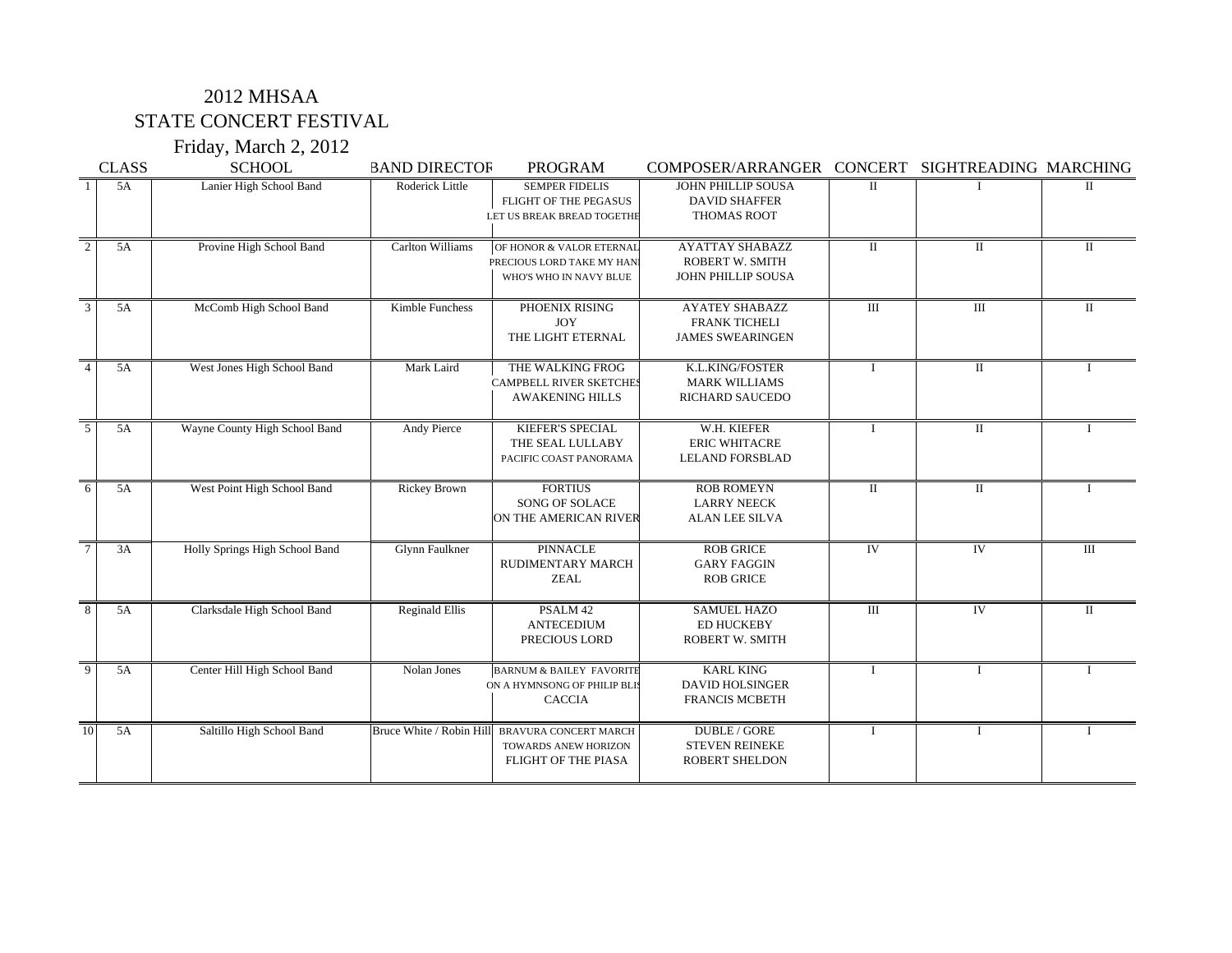# 2012 MHSAA
# STATE CONCERT FESTIVAL
## Friday, March 2, 2012

| | CLASS | SCHOOL | BAND DIRECTOR | PROGRAM | COMPOSER/ARRANGER | CONCERT | SIGHTREADING | MARCHING |
|---|---|---|---|---|---|---|---|---|
| 1 | 5A | Lanier High School Band | Roderick Little | SEMPER FIDELIS<br>FLIGHT OF THE PEGASUS<br>LET US BREAK BREAD TOGETHE | JOHN PHILLIP SOUSA<br>DAVID SHAFFER<br>THOMAS ROOT | II | I | II |
| 2 | 5A | Provine High School Band | Carlton Williams | OF HONOR & VALOR ETERNAL<br>PRECIOUS LORD TAKE MY HAN<br>WHO'S WHO IN NAVY BLUE | AYATTAY SHABAZZ<br>ROBERT W. SMITH<br>JOHN PHILLIP SOUSA | II | II | II |
| 3 | 5A | McComb High School Band | Kimble Funchess | PHOENIX RISING<br>JOY<br>THE LIGHT ETERNAL | AYATEY SHABAZZ<br>FRANK TICHELI<br>JAMES SWEARINGEN | III | III | II |
| 4 | 5A | West Jones High School Band | Mark Laird | THE WALKING FROG<br>CAMPBELL RIVER SKETCHES<br>AWAKENING HILLS | K.L.KING/FOSTER<br>MARK WILLIAMS<br>RICHARD SAUCEDO | I | II | I |
| 5 | 5A | Wayne County High School Band | Andy Pierce | KIEFER'S SPECIAL<br>THE SEAL LULLABY<br>PACIFIC COAST PANORAMA | W.H. KIEFER<br>ERIC WHITACRE<br>LELAND FORSBLAD | I | II | I |
| 6 | 5A | West Point High School Band | Rickey Brown | FORTIUS<br>SONG OF SOLACE<br>ON THE AMERICAN RIVER | ROB ROMEYN<br>LARRY NEECK<br>ALAN LEE SILVA | II | II | I |
| 7 | 3A | Holly Springs High School Band | Glynn Faulkner | PINNACLE<br>RUDIMENTARY MARCH<br>ZEAL | ROB GRICE<br>GARY FAGGIN<br>ROB GRICE | IV | IV | III |
| 8 | 5A | Clarksdale High School Band | Reginald Ellis | PSALM 42<br>ANTECEDIUM<br>PRECIOUS LORD | SAMUEL HAZO<br>ED HUCKEBY<br>ROBERT W. SMITH | III | IV | II |
| 9 | 5A | Center Hill High School Band | Nolan Jones | BARNUM & BAILEY FAVORITE<br>ON A HYMNSONG OF PHILIP BLIS<br>CACCIA | KARL KING<br>DAVID HOLSINGER<br>FRANCIS MCBETH | I | I | I |
| 10 | 5A | Saltillo High School Band | Bruce White / Robin Hill | BRAVURA CONCERT MARCH<br>TOWARDS ANEW HORIZON<br>FLIGHT OF THE PIASA | DUBLE / GORE<br>STEVEN REINEKE<br>ROBERT SHELDON | I | I | I |